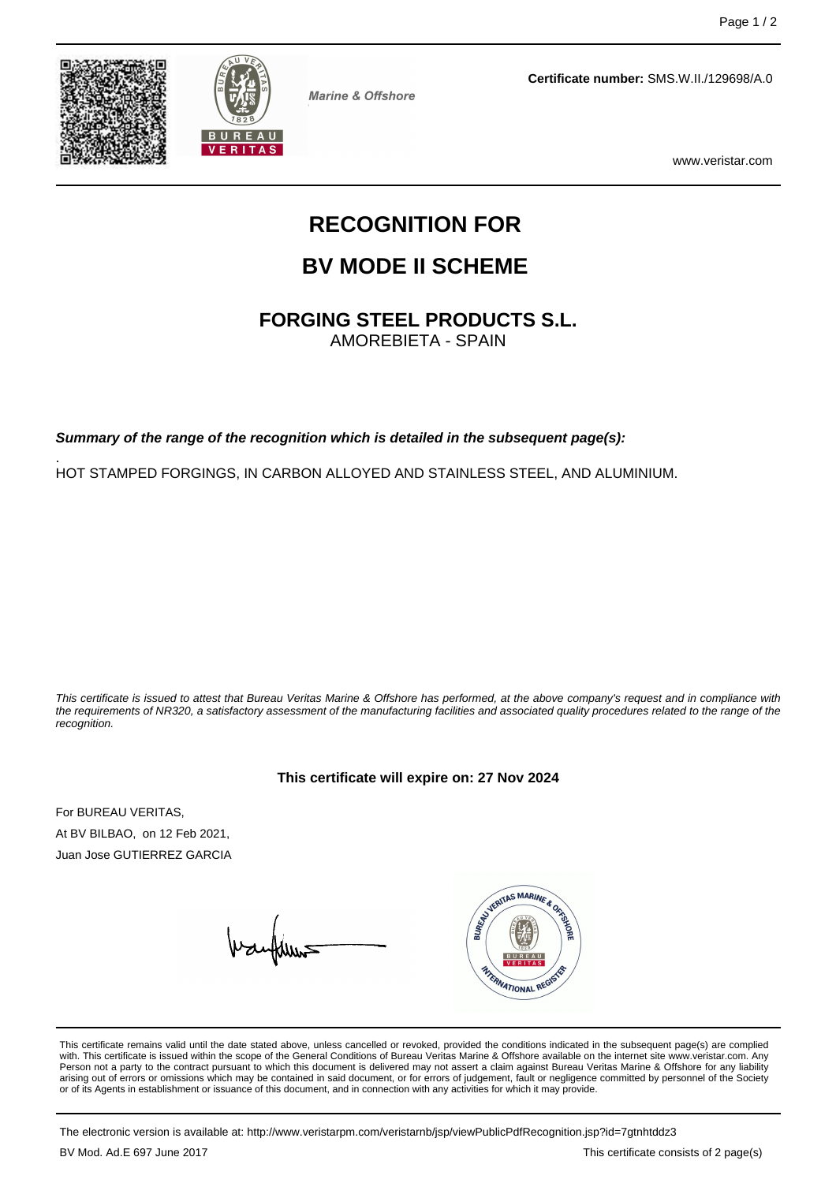Marine & Offshore

**Certificate number:** SMS.W.II./129698/A.0

www.veristar.com

# RECOGNITION FOR

# BV MODE II SCHEME

## FORGING STEEL PRODUCTS S.L.

AMOREBIETA - SPAIN

***Summary of the range of the recognition which is detailed in the subsequent page(s):***

.

HOT STAMPED FORGINGS, IN CARBON ALLOYED AND STAINLESS STEEL, AND ALUMINIUM.

*This certificate is issued to attest that Bureau Veritas Marine & Offshore has performed, at the above company's request and in compliance with the requirements of NR320, a satisfactory assessment of the manufacturing facilities and associated quality procedures related to the range of the recognition.*

**This certificate will expire on: 27 Nov 2024**

For BUREAU VERITAS,

At BV BILBAO, on 12 Feb 2021,

Juan Jose GUTIERREZ GARCIA

This certificate remains valid until the date stated above, unless cancelled or revoked, provided the conditions indicated in the subsequent page(s) are complied with. This certificate is issued within the scope of the General Conditions of Bureau Veritas Marine & Offshore available on the internet site www.veristar.com. Any Person not a party to the contract pursuant to which this document is delivered may not assert a claim against Bureau Veritas Marine & Offshore for any liability arising out of errors or omissions which may be contained in said document, or for errors of judgement, fault or negligence committed by personnel of the Society or of its Agents in establishment or issuance of this document, and in connection with any activities for which it may provide.

The electronic version is available at: http://www.veristarpm.com/veristarnb/jsp/viewPublicPdfRecognition.jsp?id=7gtnhtddz3

BV Mod. Ad.E 697 June 2017

This certificate consists of 2 page(s)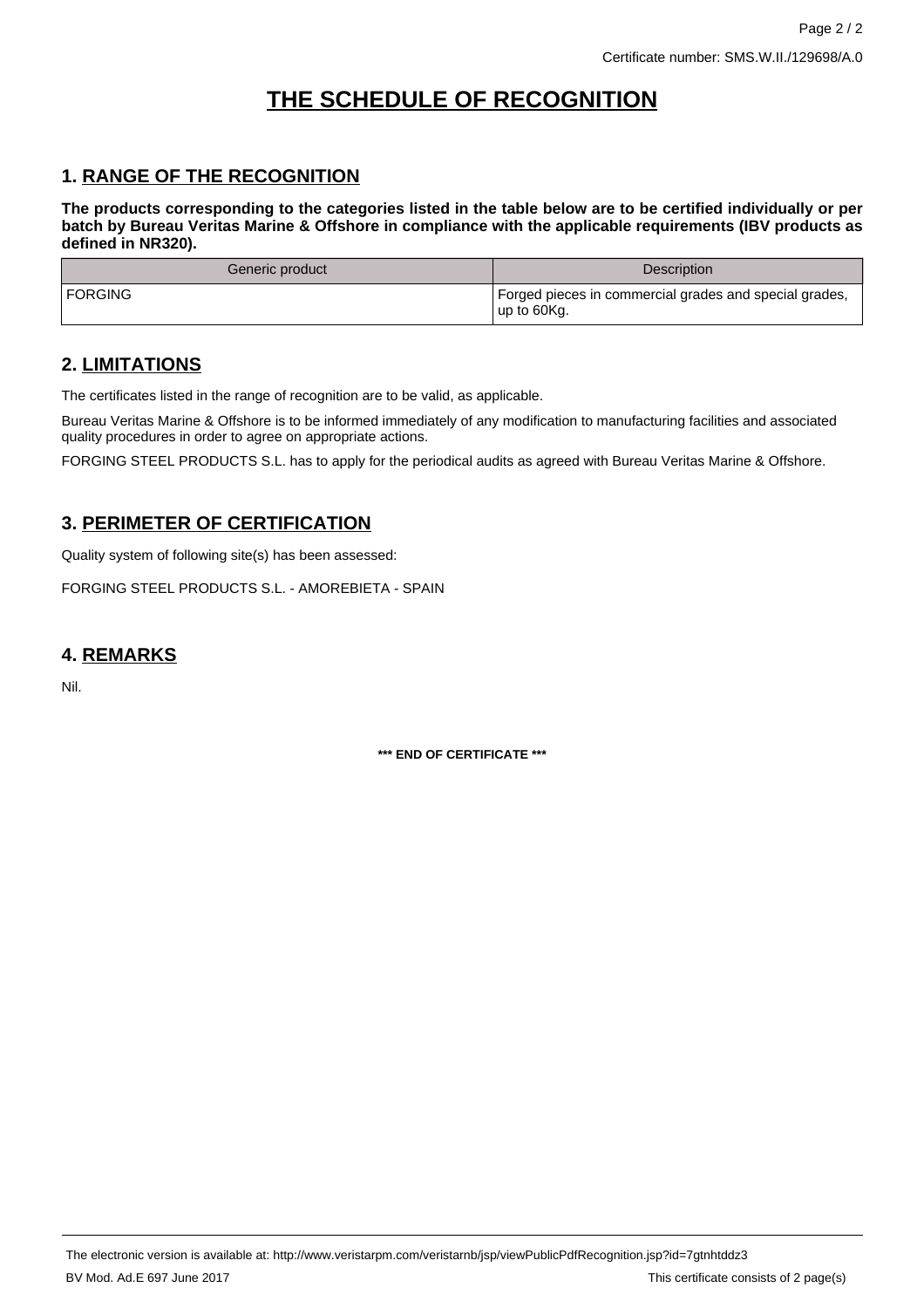Certificate number: SMS.W.II./129698/A.0

# THE SCHEDULE OF RECOGNITION

## 1. RANGE OF THE RECOGNITION

**The products corresponding to the categories listed in the table below are to be certified individually or per batch by Bureau Veritas Marine & Offshore in compliance with the applicable requirements (IBV products as defined in NR320).**

| Generic product | Description |
|---|---|
| FORGING | Forged pieces in commercial grades and special grades, up to 60Kg. |

## 2. LIMITATIONS

The certificates listed in the range of recognition are to be valid, as applicable.

Bureau Veritas Marine & Offshore is to be informed immediately of any modification to manufacturing facilities and associated quality procedures in order to agree on appropriate actions.

FORGING STEEL PRODUCTS S.L. has to apply for the periodical audits as agreed with Bureau Veritas Marine & Offshore.

## 3. PERIMETER OF CERTIFICATION

Quality system of following site(s) has been assessed:

FORGING STEEL PRODUCTS S.L. - AMOREBIETA - SPAIN

## 4. REMARKS

Nil.

**\*\*\* END OF CERTIFICATE \*\*\***

The electronic version is available at: http://www.veristarpm.com/veristarnb/jsp/viewPublicPdfRecognition.jsp?id=7gtnhtddz3

BV Mod. Ad.E 697 June 2017

This certificate consists of 2 page(s)